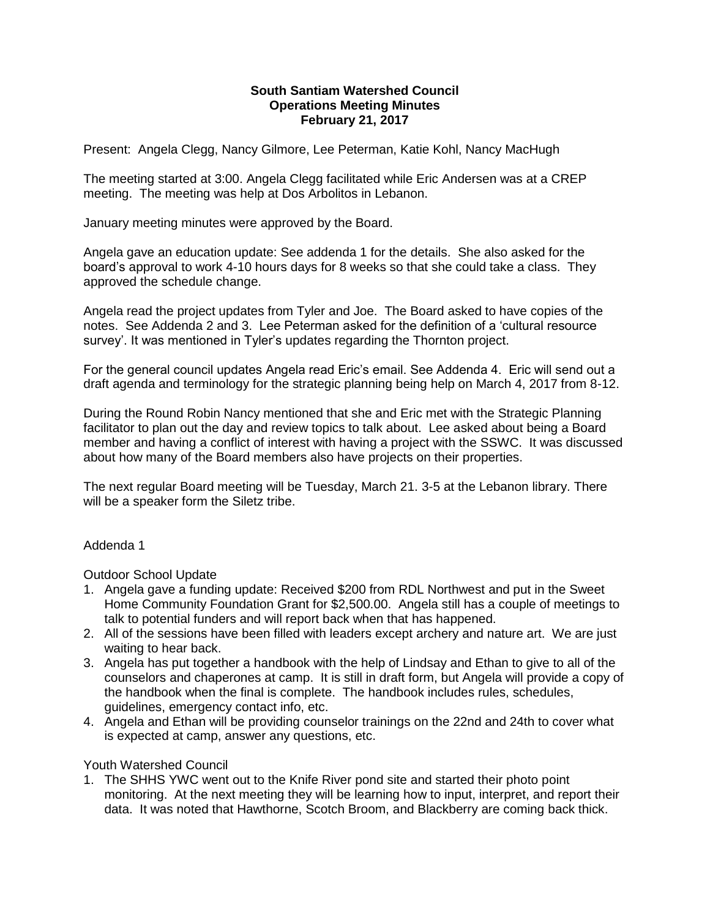**South Santiam Watershed Council**
**Operations Meeting Minutes**
**February 21, 2017**

Present: Angela Clegg, Nancy Gilmore, Lee Peterman, Katie Kohl, Nancy MacHugh

The meeting started at 3:00. Angela Clegg facilitated while Eric Andersen was at a CREP meeting. The meeting was help at Dos Arbolitos in Lebanon.

January meeting minutes were approved by the Board.

Angela gave an education update: See addenda 1 for the details. She also asked for the board's approval to work 4-10 hours days for 8 weeks so that she could take a class. They approved the schedule change.

Angela read the project updates from Tyler and Joe. The Board asked to have copies of the notes. See Addenda 2 and 3. Lee Peterman asked for the definition of a 'cultural resource survey'. It was mentioned in Tyler's updates regarding the Thornton project.

For the general council updates Angela read Eric's email. See Addenda 4. Eric will send out a draft agenda and terminology for the strategic planning being help on March 4, 2017 from 8-12.

During the Round Robin Nancy mentioned that she and Eric met with the Strategic Planning facilitator to plan out the day and review topics to talk about. Lee asked about being a Board member and having a conflict of interest with having a project with the SSWC. It was discussed about how many of the Board members also have projects on their properties.

The next regular Board meeting will be Tuesday, March 21. 3-5 at the Lebanon library. There will be a speaker form the Siletz tribe.

Addenda 1

Outdoor School Update

1. Angela gave a funding update: Received $200 from RDL Northwest and put in the Sweet Home Community Foundation Grant for $2,500.00. Angela still has a couple of meetings to talk to potential funders and will report back when that has happened.
2. All of the sessions have been filled with leaders except archery and nature art. We are just waiting to hear back.
3. Angela has put together a handbook with the help of Lindsay and Ethan to give to all of the counselors and chaperones at camp. It is still in draft form, but Angela will provide a copy of the handbook when the final is complete. The handbook includes rules, schedules, guidelines, emergency contact info, etc.
4. Angela and Ethan will be providing counselor trainings on the 22nd and 24th to cover what is expected at camp, answer any questions, etc.

Youth Watershed Council

1. The SHHS YWC went out to the Knife River pond site and started their photo point monitoring. At the next meeting they will be learning how to input, interpret, and report their data. It was noted that Hawthorne, Scotch Broom, and Blackberry are coming back thick.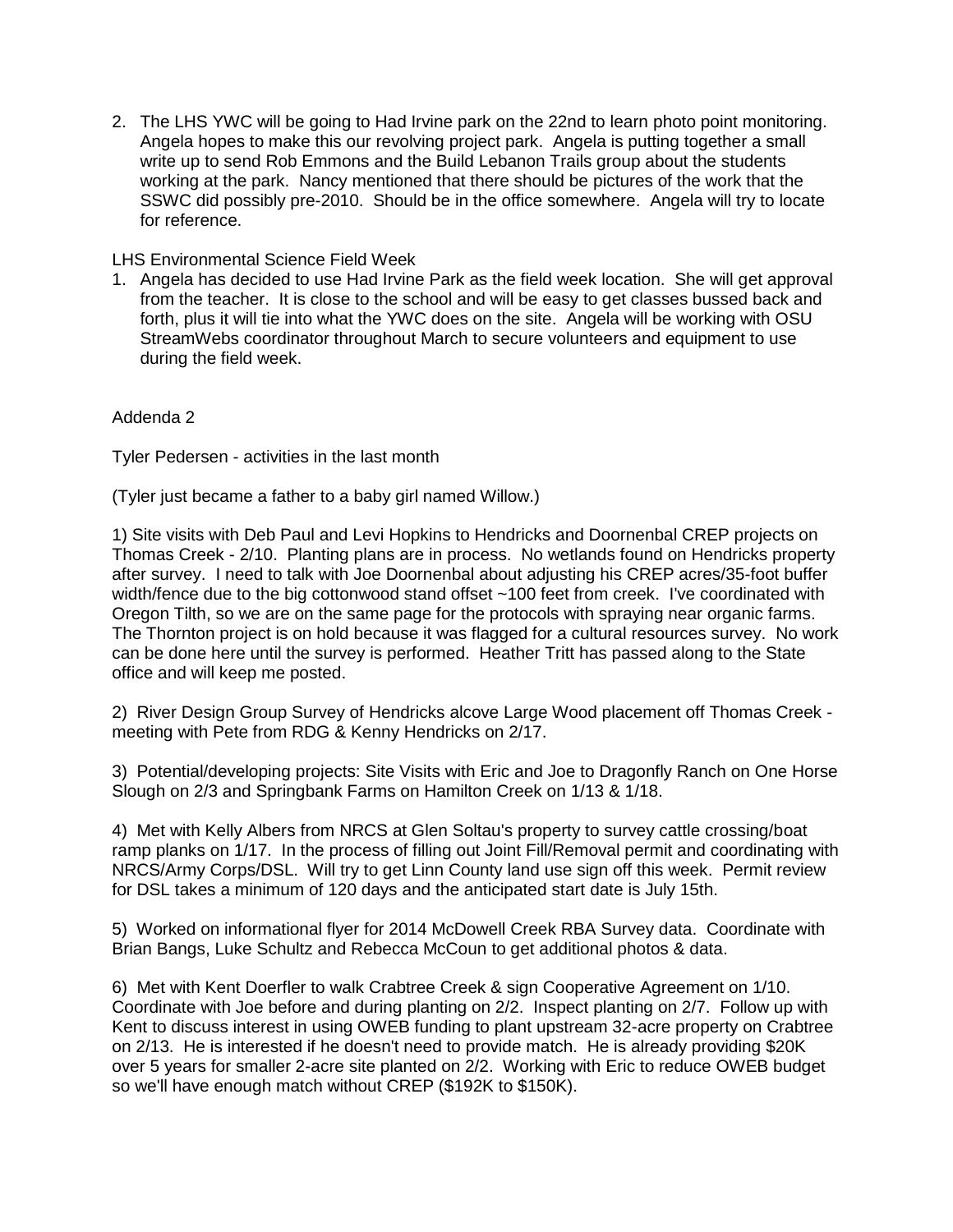2. The LHS YWC will be going to Had Irvine park on the 22nd to learn photo point monitoring. Angela hopes to make this our revolving project park. Angela is putting together a small write up to send Rob Emmons and the Build Lebanon Trails group about the students working at the park. Nancy mentioned that there should be pictures of the work that the SSWC did possibly pre-2010. Should be in the office somewhere. Angela will try to locate for reference.

LHS Environmental Science Field Week

1. Angela has decided to use Had Irvine Park as the field week location. She will get approval from the teacher. It is close to the school and will be easy to get classes bussed back and forth, plus it will tie into what the YWC does on the site. Angela will be working with OSU StreamWebs coordinator throughout March to secure volunteers and equipment to use during the field week.

Addenda 2

Tyler Pedersen - activities in the last month

(Tyler just became a father to a baby girl named Willow.)

1) Site visits with Deb Paul and Levi Hopkins to Hendricks and Doornenbal CREP projects on Thomas Creek - 2/10. Planting plans are in process. No wetlands found on Hendricks property after survey. I need to talk with Joe Doornenbal about adjusting his CREP acres/35-foot buffer width/fence due to the big cottonwood stand offset ~100 feet from creek. I've coordinated with Oregon Tilth, so we are on the same page for the protocols with spraying near organic farms. The Thornton project is on hold because it was flagged for a cultural resources survey. No work can be done here until the survey is performed. Heather Tritt has passed along to the State office and will keep me posted.

2) River Design Group Survey of Hendricks alcove Large Wood placement off Thomas Creek - meeting with Pete from RDG & Kenny Hendricks on 2/17.

3) Potential/developing projects: Site Visits with Eric and Joe to Dragonfly Ranch on One Horse Slough on 2/3 and Springbank Farms on Hamilton Creek on 1/13 & 1/18.

4) Met with Kelly Albers from NRCS at Glen Soltau's property to survey cattle crossing/boat ramp planks on 1/17. In the process of filling out Joint Fill/Removal permit and coordinating with NRCS/Army Corps/DSL. Will try to get Linn County land use sign off this week. Permit review for DSL takes a minimum of 120 days and the anticipated start date is July 15th.

5) Worked on informational flyer for 2014 McDowell Creek RBA Survey data. Coordinate with Brian Bangs, Luke Schultz and Rebecca McCoun to get additional photos & data.

6) Met with Kent Doerfler to walk Crabtree Creek & sign Cooperative Agreement on 1/10. Coordinate with Joe before and during planting on 2/2. Inspect planting on 2/7. Follow up with Kent to discuss interest in using OWEB funding to plant upstream 32-acre property on Crabtree on 2/13. He is interested if he doesn't need to provide match. He is already providing $20K over 5 years for smaller 2-acre site planted on 2/2. Working with Eric to reduce OWEB budget so we'll have enough match without CREP ($192K to $150K).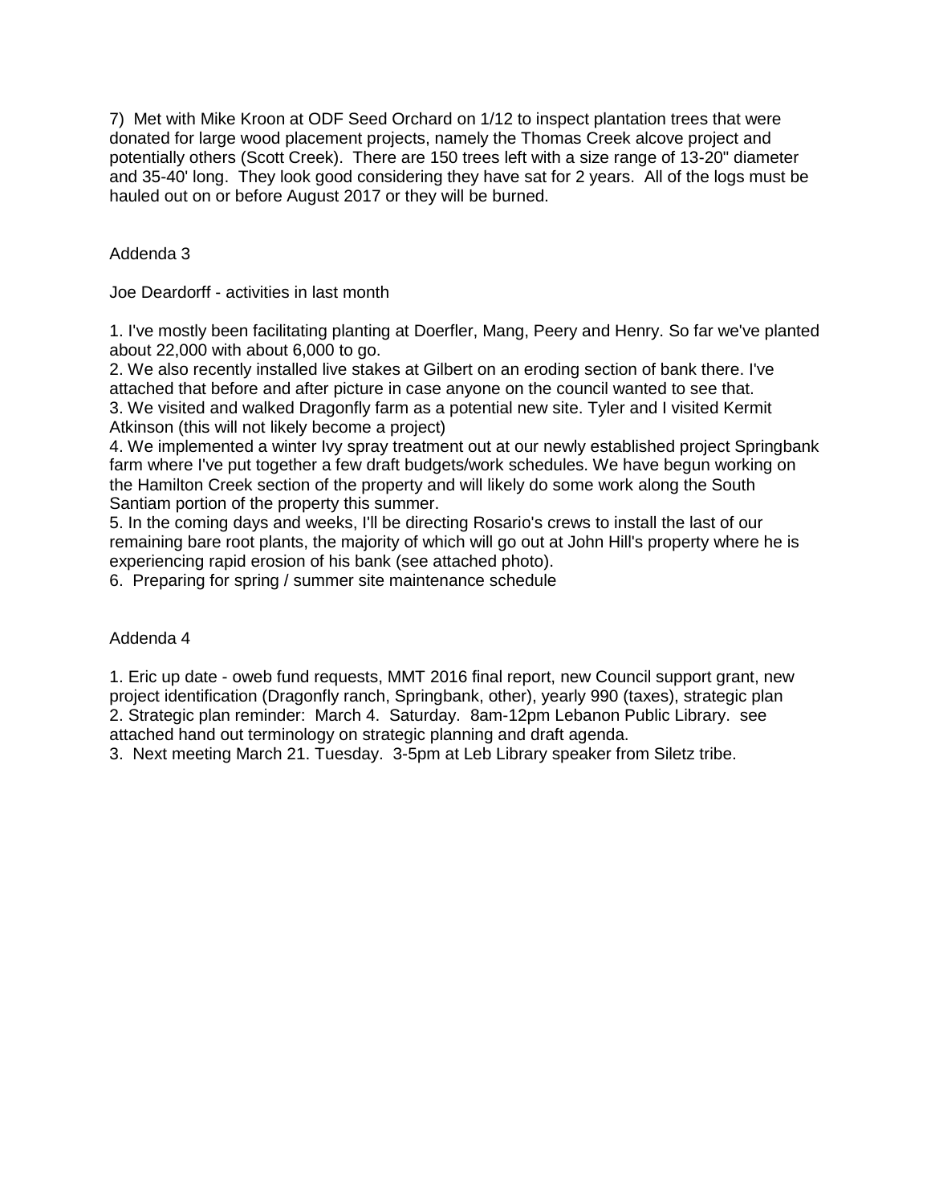7) Met with Mike Kroon at ODF Seed Orchard on 1/12 to inspect plantation trees that were donated for large wood placement projects, namely the Thomas Creek alcove project and potentially others (Scott Creek). There are 150 trees left with a size range of 13-20" diameter and 35-40' long. They look good considering they have sat for 2 years. All of the logs must be hauled out on or before August 2017 or they will be burned.

Addenda 3

Joe Deardorff - activities in last month

1. I've mostly been facilitating planting at Doerfler, Mang, Peery and Henry. So far we've planted about 22,000 with about 6,000 to go.
2. We also recently installed live stakes at Gilbert on an eroding section of bank there. I've attached that before and after picture in case anyone on the council wanted to see that.
3. We visited and walked Dragonfly farm as a potential new site. Tyler and I visited Kermit Atkinson (this will not likely become a project)
4. We implemented a winter Ivy spray treatment out at our newly established project Springbank farm where I've put together a few draft budgets/work schedules. We have begun working on the Hamilton Creek section of the property and will likely do some work along the South Santiam portion of the property this summer.
5. In the coming days and weeks, I'll be directing Rosario's crews to install the last of our remaining bare root plants, the majority of which will go out at John Hill's property where he is experiencing rapid erosion of his bank (see attached photo).
6. Preparing for spring / summer site maintenance schedule

Addenda 4

1. Eric up date - oweb fund requests, MMT 2016 final report, new Council support grant, new project identification (Dragonfly ranch, Springbank, other), yearly 990 (taxes), strategic plan
2. Strategic plan reminder: March 4. Saturday. 8am-12pm Lebanon Public Library. see attached hand out terminology on strategic planning and draft agenda.
3. Next meeting March 21. Tuesday. 3-5pm at Leb Library speaker from Siletz tribe.